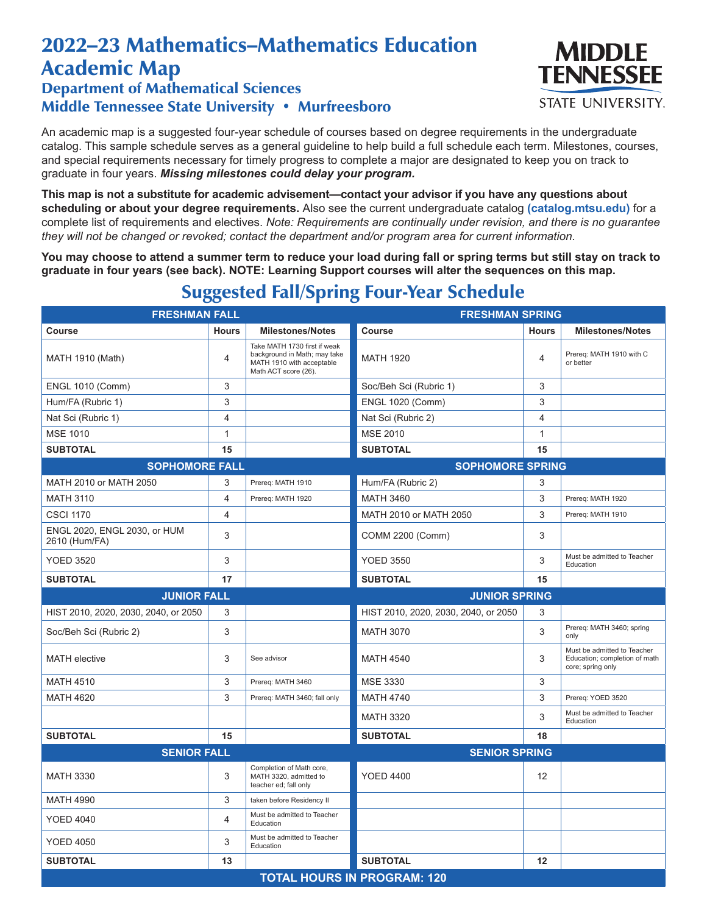# 2022–23 Mathematics–Mathematics Education Academic Map

## Department of Mathematical Sciences

## Middle Tennessee State University • Murfreesboro

An academic map is a suggested four-year schedule of courses based on degree requirements in the undergraduate catalog. This sample schedule serves as a general guideline to help build a full schedule each term. Milestones, courses, and special requirements necessary for timely progress to complete a major are designated to keep you on track to graduate in four years. ***Missing milestones could delay your program.***

**This map is not a substitute for academic advisement—contact your advisor if you have any questions about scheduling or about your degree requirements.** Also see the current undergraduate catalog **(catalog.mtsu.edu)** for a complete list of requirements and electives. *Note: Requirements are continually under revision, and there is no guarantee they will not be changed or revoked; contact the department and/or program area for current information.*

**You may choose to attend a summer term to reduce your load during fall or spring terms but still stay on track to graduate in four years (see back). NOTE: Learning Support courses will alter the sequences on this map.**

## Suggested Fall/Spring Four-Year Schedule

| FRESHMAN FALL | | | FRESHMAN SPRING | | |
|---|---|---|---|---|---|
| **Course** | **Hours** | **Milestones/Notes** | **Course** | **Hours** | **Milestones/Notes** |
| MATH 1910 (Math) | 4 | Take MATH 1730 first if weak background in Math; may take MATH 1910 with acceptable Math ACT score (26). | MATH 1920 | 4 | Prereq: MATH 1910 with C or better |
| ENGL 1010 (Comm) | 3 | | Soc/Beh Sci (Rubric 1) | 3 | |
| Hum/FA (Rubric 1) | 3 | | ENGL 1020 (Comm) | 3 | |
| Nat Sci (Rubric 1) | 4 | | Nat Sci (Rubric 2) | 4 | |
| MSE 1010 | 1 | | MSE 2010 | 1 | |
| **SUBTOTAL** | **15** | | **SUBTOTAL** | **15** | |
| **SOPHOMORE FALL** | | | **SOPHOMORE SPRING** | | |
| MATH 2010 or MATH 2050 | 3 | Prereq: MATH 1910 | Hum/FA (Rubric 2) | 3 | |
| MATH 3110 | 4 | Prereq: MATH 1920 | MATH 3460 | 3 | Prereq: MATH 1920 |
| CSCI 1170 | 4 | | MATH 2010 or MATH 2050 | 3 | Prereq: MATH 1910 |
| ENGL 2020, ENGL 2030, or HUM 2610 (Hum/FA) | 3 | | COMM 2200 (Comm) | 3 | |
| YOED 3520 | 3 | | YOED 3550 | 3 | Must be admitted to Teacher Education |
| **SUBTOTAL** | **17** | | **SUBTOTAL** | **15** | |
| **JUNIOR FALL** | | | **JUNIOR SPRING** | | |
| HIST 2010, 2020, 2030, 2040, or 2050 | 3 | | HIST 2010, 2020, 2030, 2040, or 2050 | 3 | |
| Soc/Beh Sci (Rubric 2) | 3 | | MATH 3070 | 3 | Prereq: MATH 3460; spring only |
| MATH elective | 3 | See advisor | MATH 4540 | 3 | Must be admitted to Teacher Education; completion of math core; spring only |
| MATH 4510 | 3 | Prereq: MATH 3460 | MSE 3330 | 3 | |
| MATH 4620 | 3 | Prereq: MATH 3460; fall only | MATH 4740 | 3 | Prereq: YOED 3520 |
| | | | MATH 3320 | 3 | Must be admitted to Teacher Education |
| **SUBTOTAL** | **15** | | **SUBTOTAL** | **18** | |
| **SENIOR FALL** | | | **SENIOR SPRING** | | |
| MATH 3330 | 3 | Completion of Math core, MATH 3320, admitted to teacher ed; fall only | YOED 4400 | 12 | |
| MATH 4990 | 3 | taken before Residency II | | | |
| YOED 4040 | 4 | Must be admitted to Teacher Education | | | |
| YOED 4050 | 3 | Must be admitted to Teacher Education | | | |
| **SUBTOTAL** | **13** | | **SUBTOTAL** | **12** | |
| **TOTAL HOURS IN PROGRAM: 120** | | | | | |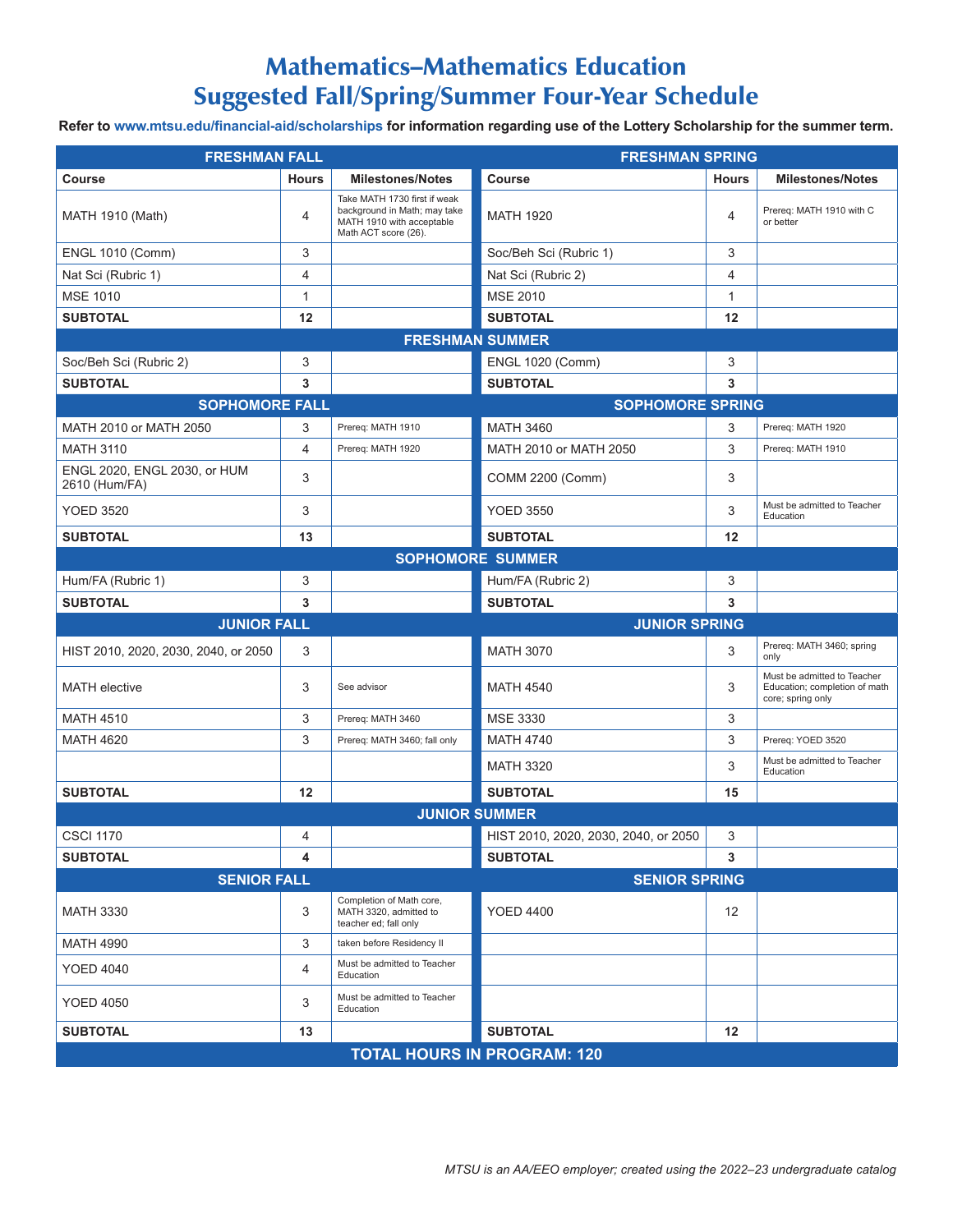# Mathematics–Mathematics Education
# Suggested Fall/Spring/Summer Four-Year Schedule

**Refer to www.mtsu.edu/financial-aid/scholarships for information regarding use of the Lottery Scholarship for the summer term.**

| FRESHMAN FALL | | | FRESHMAN SPRING | | |
|---|---|---|---|---|---|
| **Course** | **Hours** | **Milestones/Notes** | **Course** | **Hours** | **Milestones/Notes** |
| MATH 1910 (Math) | 4 | Take MATH 1730 first if weak background in Math; may take MATH 1910 with acceptable Math ACT score (26). | MATH 1920 | 4 | Prereq: MATH 1910 with C or better |
| ENGL 1010 (Comm) | 3 | | Soc/Beh Sci (Rubric 1) | 3 | |
| Nat Sci (Rubric 1) | 4 | | Nat Sci (Rubric 2) | 4 | |
| MSE 1010 | 1 | | MSE 2010 | 1 | |
| **SUBTOTAL** | **12** | | **SUBTOTAL** | **12** | |
| **FRESHMAN SUMMER** | | | | | |
| Soc/Beh Sci (Rubric 2) | 3 | | ENGL 1020 (Comm) | 3 | |
| **SUBTOTAL** | **3** | | **SUBTOTAL** | **3** | |
| **SOPHOMORE FALL** | | | **SOPHOMORE SPRING** | | |
| MATH 2010 or MATH 2050 | 3 | Prereq: MATH 1910 | MATH 3460 | 3 | Prereq: MATH 1920 |
| MATH 3110 | 4 | Prereq: MATH 1920 | MATH 2010 or MATH 2050 | 3 | Prereq: MATH 1910 |
| ENGL 2020, ENGL 2030, or HUM 2610 (Hum/FA) | 3 | | COMM 2200 (Comm) | 3 | |
| YOED 3520 | 3 | | YOED 3550 | 3 | Must be admitted to Teacher Education |
| **SUBTOTAL** | **13** | | **SUBTOTAL** | **12** | |
| **SOPHOMORE SUMMER** | | | | | |
| Hum/FA (Rubric 1) | 3 | | Hum/FA (Rubric 2) | 3 | |
| **SUBTOTAL** | **3** | | **SUBTOTAL** | **3** | |
| **JUNIOR FALL** | | | **JUNIOR SPRING** | | |
| HIST 2010, 2020, 2030, 2040, or 2050 | 3 | | MATH 3070 | 3 | Prereq: MATH 3460; spring only |
| MATH elective | 3 | See advisor | MATH 4540 | 3 | Must be admitted to Teacher Education; completion of math core; spring only |
| MATH 4510 | 3 | Prereq: MATH 3460 | MSE 3330 | 3 | |
| MATH 4620 | 3 | Prereq: MATH 3460; fall only | MATH 4740 | 3 | Prereq: YOED 3520 |
| | | | MATH 3320 | 3 | Must be admitted to Teacher Education |
| **SUBTOTAL** | **12** | | **SUBTOTAL** | **15** | |
| **JUNIOR SUMMER** | | | | | |
| CSCI 1170 | 4 | | HIST 2010, 2020, 2030, 2040, or 2050 | 3 | |
| **SUBTOTAL** | **4** | | **SUBTOTAL** | **3** | |
| **SENIOR FALL** | | | **SENIOR SPRING** | | |
| MATH 3330 | 3 | Completion of Math core, MATH 3320, admitted to teacher ed; fall only | YOED 4400 | 12 | |
| MATH 4990 | 3 | taken before Residency II | | | |
| YOED 4040 | 4 | Must be admitted to Teacher Education | | | |
| YOED 4050 | 3 | Must be admitted to Teacher Education | | | |
| **SUBTOTAL** | **13** | | **SUBTOTAL** | **12** | |
| **TOTAL HOURS IN PROGRAM: 120** | | | | | |

*MTSU is an AA/EEO employer; created using the 2022–23 undergraduate catalog*